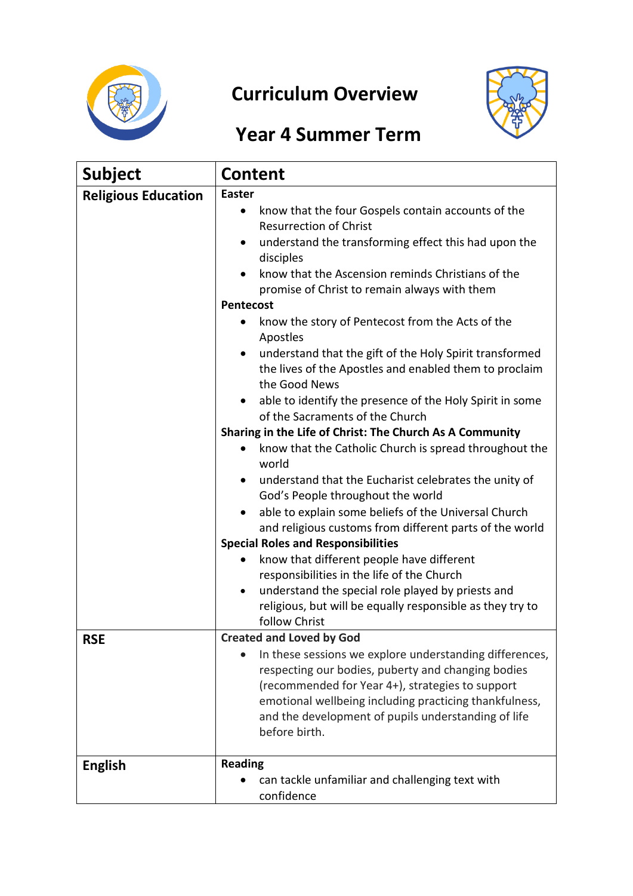# Curriculum Overview

## Year 4 Summer Term

| Subject | Content |
|---|---|
| **Religious Education** | **Easter**<br>• know that the four Gospels contain accounts of the Resurrection of Christ<br>• understand the transforming effect this had upon the disciples<br>• know that the Ascension reminds Christians of the promise of Christ to remain always with them<br>**Pentecost**<br>• know the story of Pentecost from the Acts of the Apostles<br>• understand that the gift of the Holy Spirit transformed the lives of the Apostles and enabled them to proclaim the Good News<br>• able to identify the presence of the Holy Spirit in some of the Sacraments of the Church<br>**Sharing in the Life of Christ: The Church As A Community**<br>• know that the Catholic Church is spread throughout the world<br>• understand that the Eucharist celebrates the unity of God's People throughout the world<br>• able to explain some beliefs of the Universal Church and religious customs from different parts of the world<br>**Special Roles and Responsibilities**<br>• know that different people have different responsibilities in the life of the Church<br>• understand the special role played by priests and religious, but will be equally responsible as they try to follow Christ |
| **RSE** | **Created and Loved by God**<br>• In these sessions we explore understanding differences, respecting our bodies, puberty and changing bodies (recommended for Year 4+), strategies to support emotional wellbeing including practicing thankfulness, and the development of pupils understanding of life before birth. |
| **English** | **Reading**<br>• can tackle unfamiliar and challenging text with confidence |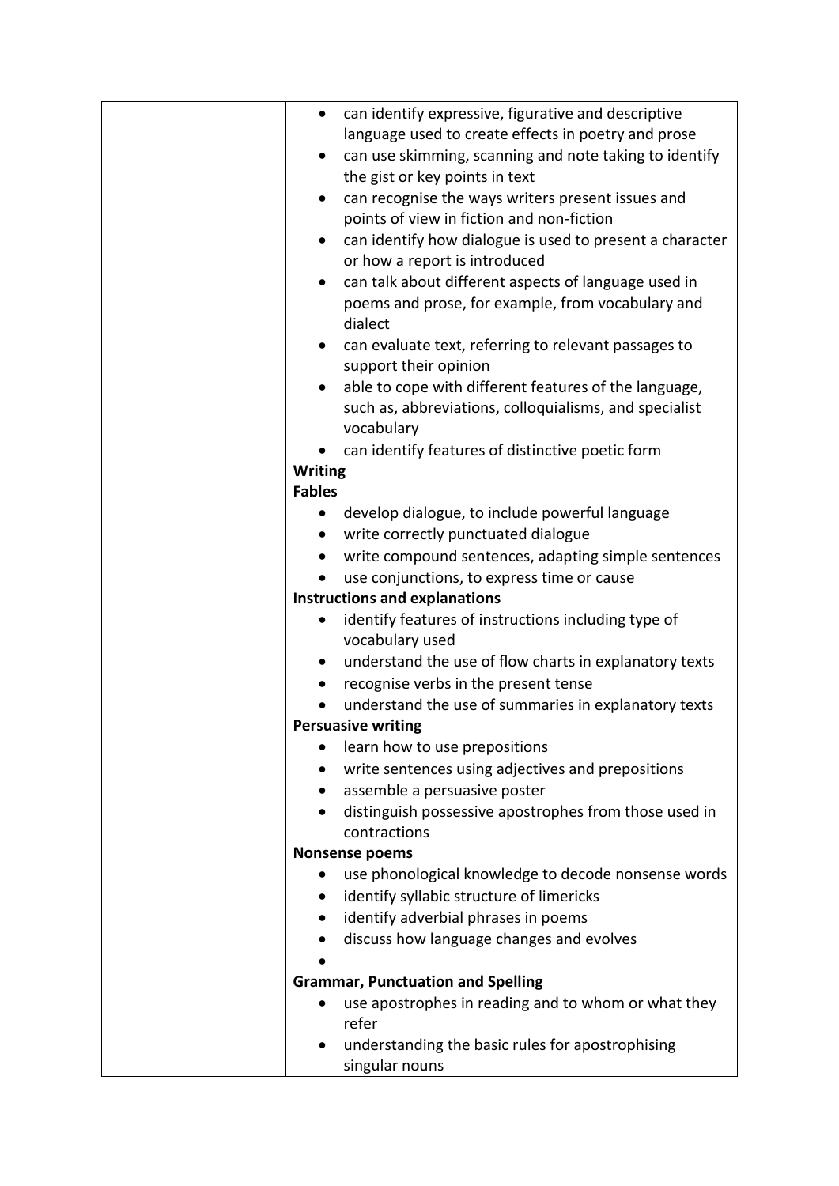| | |
|---|---|
| | • can identify expressive, figurative and descriptive language used to create effects in poetry and prose<br>• can use skimming, scanning and note taking to identify the gist or key points in text<br>• can recognise the ways writers present issues and points of view in fiction and non-fiction<br>• can identify how dialogue is used to present a character or how a report is introduced<br>• can talk about different aspects of language used in poems and prose, for example, from vocabulary and dialect<br>• can evaluate text, referring to relevant passages to support their opinion<br>• able to cope with different features of the language, such as, abbreviations, colloquialisms, and specialist vocabulary<br>• can identify features of distinctive poetic form<br>**Writing**<br>**Fables**<br>• develop dialogue, to include powerful language<br>• write correctly punctuated dialogue<br>• write compound sentences, adapting simple sentences<br>• use conjunctions, to express time or cause<br>**Instructions and explanations**<br>• identify features of instructions including type of vocabulary used<br>• understand the use of flow charts in explanatory texts<br>• recognise verbs in the present tense<br>• understand the use of summaries in explanatory texts<br>**Persuasive writing**<br>• learn how to use prepositions<br>• write sentences using adjectives and prepositions<br>• assemble a persuasive poster<br>• distinguish possessive apostrophes from those used in contractions<br>**Nonsense poems**<br>• use phonological knowledge to decode nonsense words<br>• identify syllabic structure of limericks<br>• identify adverbial phrases in poems<br>• discuss how language changes and evolves<br>•<br>**Grammar, Punctuation and Spelling**<br>• use apostrophes in reading and to whom or what they refer<br>• understanding the basic rules for apostrophising singular nouns |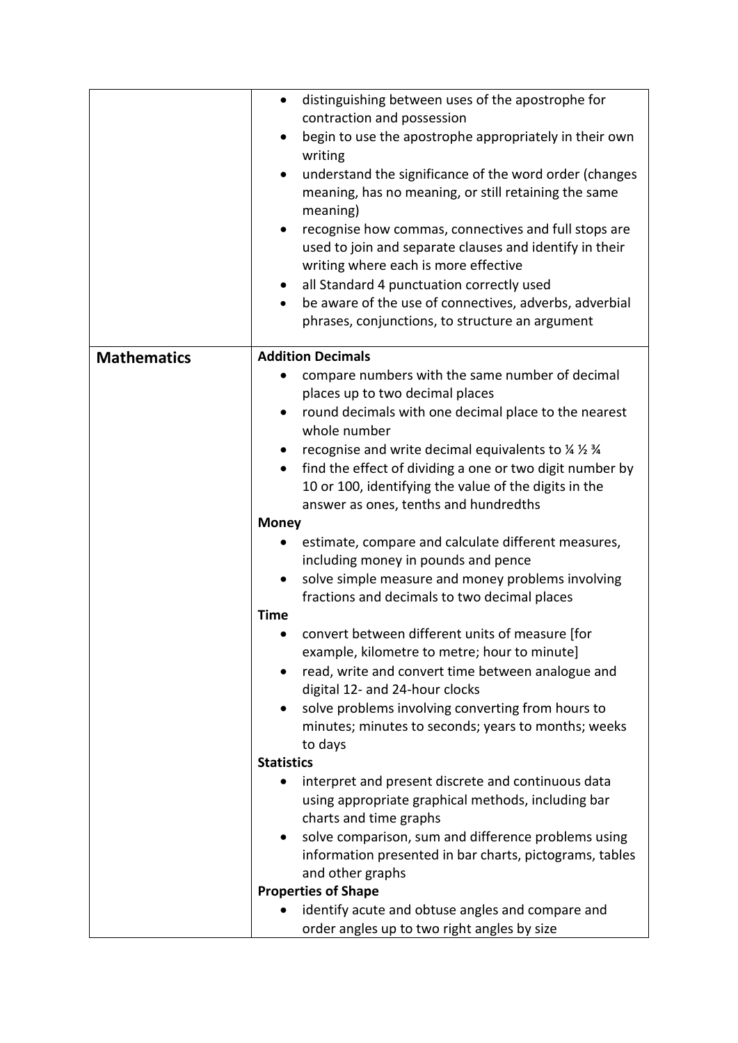| | |
|---|---|
| | • distinguishing between uses of the apostrophe for contraction and possession<br>• begin to use the apostrophe appropriately in their own writing<br>• understand the significance of the word order (changes meaning, has no meaning, or still retaining the same meaning)<br>• recognise how commas, connectives and full stops are used to join and separate clauses and identify in their writing where each is more effective<br>• all Standard 4 punctuation correctly used<br>• be aware of the use of connectives, adverbs, adverbial phrases, conjunctions, to structure an argument |
| **Mathematics** | **Addition Decimals**<br>• compare numbers with the same number of decimal places up to two decimal places<br>• round decimals with one decimal place to the nearest whole number<br>• recognise and write decimal equivalents to ¼ ½ ¾<br>• find the effect of dividing a one or two digit number by 10 or 100, identifying the value of the digits in the answer as ones, tenths and hundredths<br>**Money**<br>• estimate, compare and calculate different measures, including money in pounds and pence<br>• solve simple measure and money problems involving fractions and decimals to two decimal places<br>**Time**<br>• convert between different units of measure [for example, kilometre to metre; hour to minute]<br>• read, write and convert time between analogue and digital 12- and 24-hour clocks<br>• solve problems involving converting from hours to minutes; minutes to seconds; years to months; weeks to days<br>**Statistics**<br>• interpret and present discrete and continuous data using appropriate graphical methods, including bar charts and time graphs<br>• solve comparison, sum and difference problems using information presented in bar charts, pictograms, tables and other graphs<br>**Properties of Shape**<br>• identify acute and obtuse angles and compare and order angles up to two right angles by size |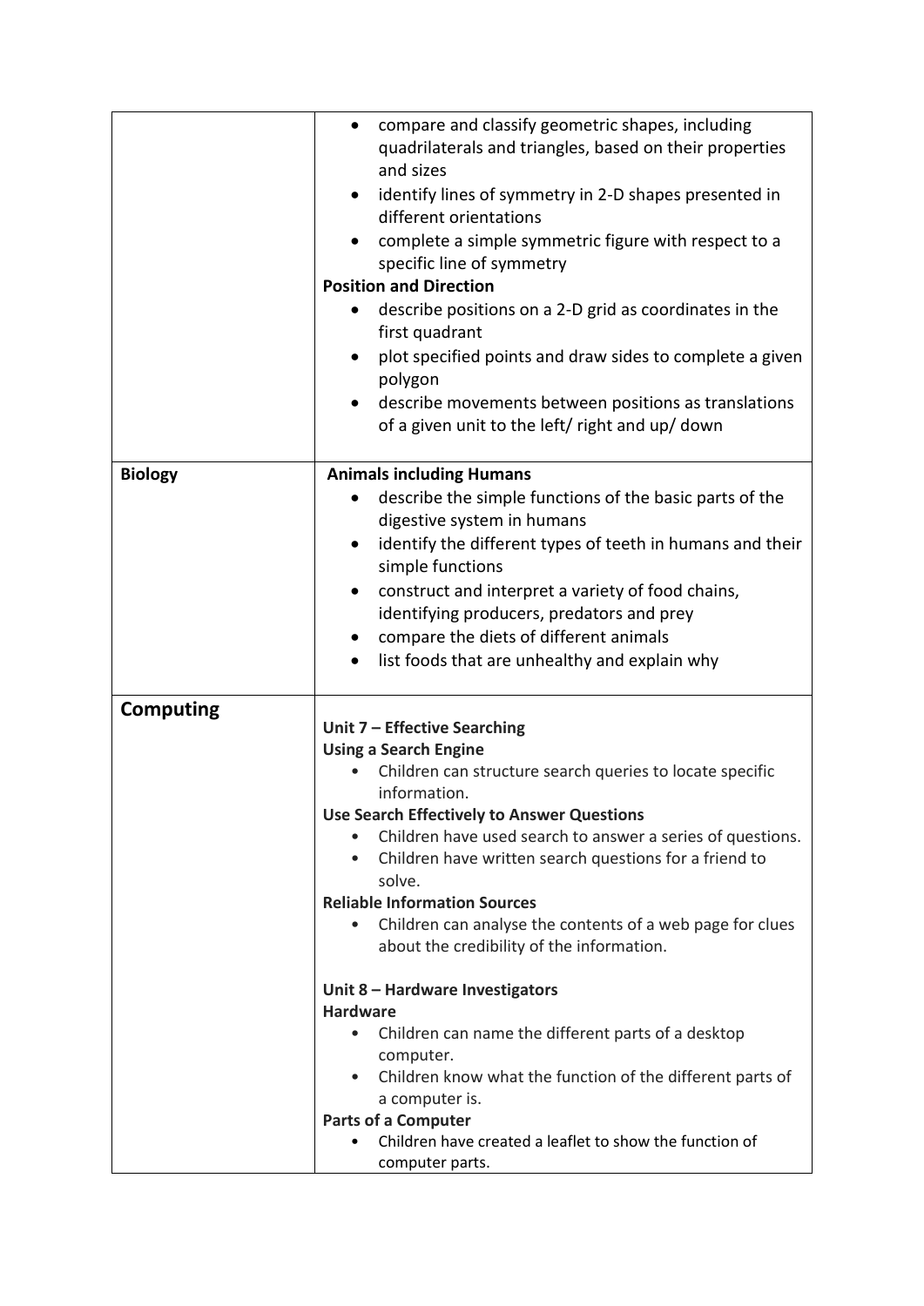| | |
|---|---|
| | • compare and classify geometric shapes, including quadrilaterals and triangles, based on their properties and sizes<br>• identify lines of symmetry in 2-D shapes presented in different orientations<br>• complete a simple symmetric figure with respect to a specific line of symmetry<br>**Position and Direction**<br>• describe positions on a 2-D grid as coordinates in the first quadrant<br>• plot specified points and draw sides to complete a given polygon<br>• describe movements between positions as translations of a given unit to the left/ right and up/ down |
| **Biology** | **Animals including Humans**<br>• describe the simple functions of the basic parts of the digestive system in humans<br>• identify the different types of teeth in humans and their simple functions<br>• construct and interpret a variety of food chains, identifying producers, predators and prey<br>• compare the diets of different animals<br>• list foods that are unhealthy and explain why |
| **Computing** | **Unit 7 – Effective Searching**<br>**Using a Search Engine**<br>• Children can structure search queries to locate specific information.<br>**Use Search Effectively to Answer Questions**<br>• Children have used search to answer a series of questions.<br>• Children have written search questions for a friend to solve.<br>**Reliable Information Sources**<br>• Children can analyse the contents of a web page for clues about the credibility of the information.<br><br>**Unit 8 – Hardware Investigators**<br>**Hardware**<br>• Children can name the different parts of a desktop computer.<br>• Children know what the function of the different parts of a computer is.<br>**Parts of a Computer**<br>• Children have created a leaflet to show the function of computer parts. |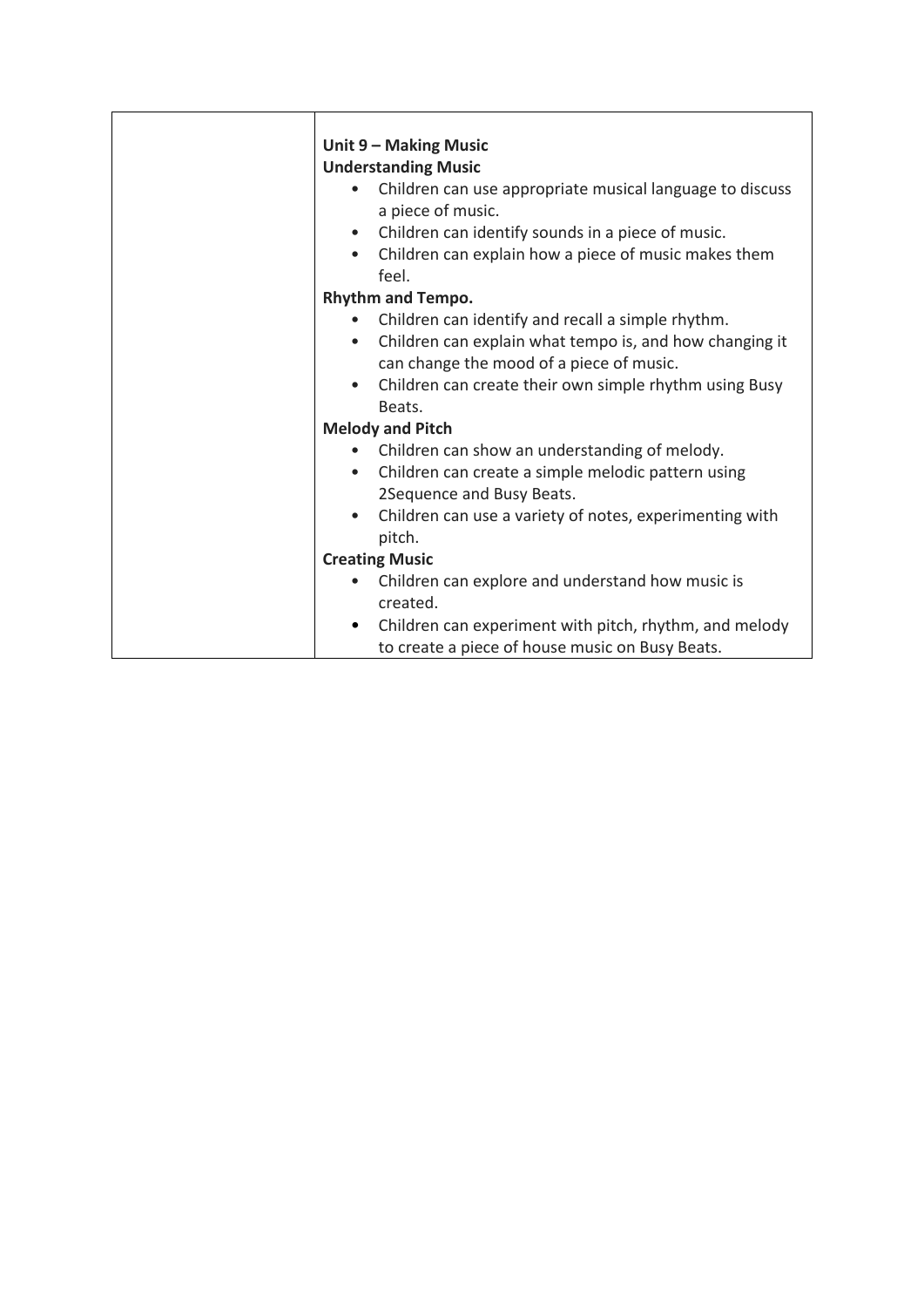| | **Unit 9 – Making Music**<br>**Understanding Music**<br>• Children can use appropriate musical language to discuss a piece of music.<br>• Children can identify sounds in a piece of music.<br>• Children can explain how a piece of music makes them feel.<br>**Rhythm and Tempo.**<br>• Children can identify and recall a simple rhythm.<br>• Children can explain what tempo is, and how changing it can change the mood of a piece of music.<br>• Children can create their own simple rhythm using Busy Beats.<br>**Melody and Pitch**<br>• Children can show an understanding of melody.<br>• Children can create a simple melodic pattern using 2Sequence and Busy Beats.<br>• Children can use a variety of notes, experimenting with pitch.<br>**Creating Music**<br>• Children can explore and understand how music is created.<br>• Children can experiment with pitch, rhythm, and melody to create a piece of house music on Busy Beats. |
|---|---|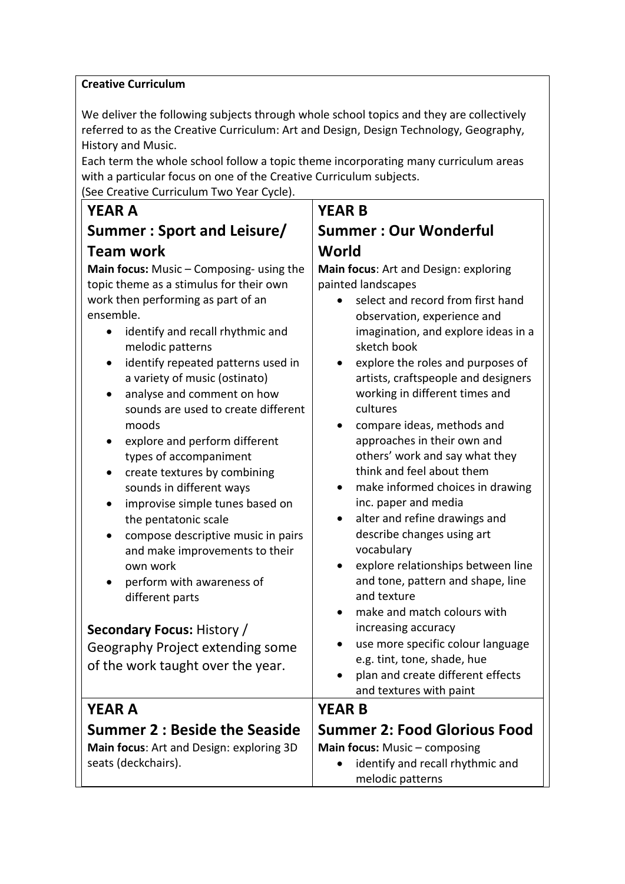**Creative Curriculum**

We deliver the following subjects through whole school topics and they are collectively referred to as the Creative Curriculum: Art and Design, Design Technology, Geography, History and Music.

Each term the whole school follow a topic theme incorporating many curriculum areas with a particular focus on one of the Creative Curriculum subjects.

(See Creative Curriculum Two Year Cycle).

| YEAR A | YEAR B |
|---|---|
| **YEAR A**<br>**Summer : Sport and Leisure/ Team work**<br>**Main focus:** Music – Composing- using the topic theme as a stimulus for their own work then performing as part of an ensemble.<br>• identify and recall rhythmic and melodic patterns<br>• identify repeated patterns used in a variety of music (ostinato)<br>• analyse and comment on how sounds are used to create different moods<br>• explore and perform different types of accompaniment<br>• create textures by combining sounds in different ways<br>• improvise simple tunes based on the pentatonic scale<br>• compose descriptive music in pairs and make improvements to their own work<br>• perform with awareness of different parts<br><br>**Secondary Focus:** History / Geography Project extending some of the work taught over the year. | **YEAR B**<br>**Summer : Our Wonderful World**<br>**Main focus**: Art and Design: exploring painted landscapes<br>• select and record from first hand observation, experience and imagination, and explore ideas in a sketch book<br>• explore the roles and purposes of artists, craftspeople and designers working in different times and cultures<br>• compare ideas, methods and approaches in their own and others' work and say what they think and feel about them<br>• make informed choices in drawing inc. paper and media<br>• alter and refine drawings and describe changes using art vocabulary<br>• explore relationships between line and tone, pattern and shape, line and texture<br>• make and match colours with increasing accuracy<br>• use more specific colour language e.g. tint, tone, shade, hue<br>• plan and create different effects and textures with paint |
| **YEAR A**<br>**Summer 2 : Beside the Seaside**<br>**Main focus**: Art and Design: exploring 3D seats (deckchairs). | **YEAR B**<br>**Summer 2: Food Glorious Food**<br>**Main focus:** Music – composing<br>• identify and recall rhythmic and melodic patterns |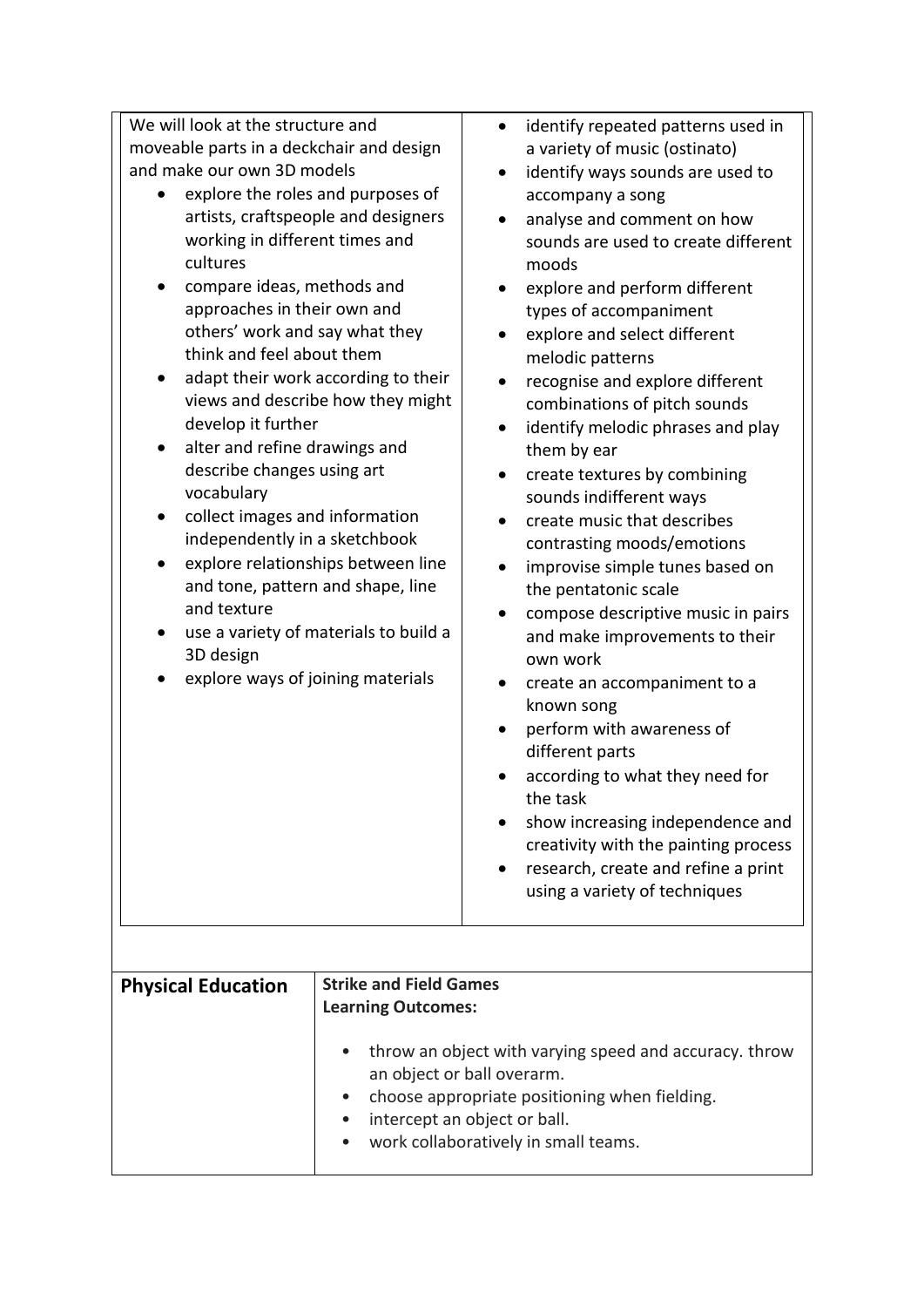| We will look at the structure and moveable parts in a deckchair and design and make our own 3D models<br>• explore the roles and purposes of artists, craftspeople and designers working in different times and cultures<br>• compare ideas, methods and approaches in their own and others' work and say what they think and feel about them<br>• adapt their work according to their views and describe how they might develop it further<br>• alter and refine drawings and describe changes using art vocabulary<br>• collect images and information independently in a sketchbook<br>• explore relationships between line and tone, pattern and shape, line and texture<br>• use a variety of materials to build a 3D design<br>• explore ways of joining materials | • identify repeated patterns used in a variety of music (ostinato)<br>• identify ways sounds are used to accompany a song<br>• analyse and comment on how sounds are used to create different moods<br>• explore and perform different types of accompaniment<br>• explore and select different melodic patterns<br>• recognise and explore different combinations of pitch sounds<br>• identify melodic phrases and play them by ear<br>• create textures by combining sounds indifferent ways<br>• create music that describes contrasting moods/emotions<br>• improvise simple tunes based on the pentatonic scale<br>• compose descriptive music in pairs and make improvements to their own work<br>• create an accompaniment to a known song<br>• perform with awareness of different parts<br>• according to what they need for the task<br>• show increasing independence and creativity with the painting process<br>• research, create and refine a print using a variety of techniques |
|---|---|

| **Physical Education** | **Strike and Field Games**<br>**Learning Outcomes:**<br>• throw an object with varying speed and accuracy. throw an object or ball overarm.<br>• choose appropriate positioning when fielding.<br>• intercept an object or ball.<br>• work collaboratively in small teams. |
|---|---|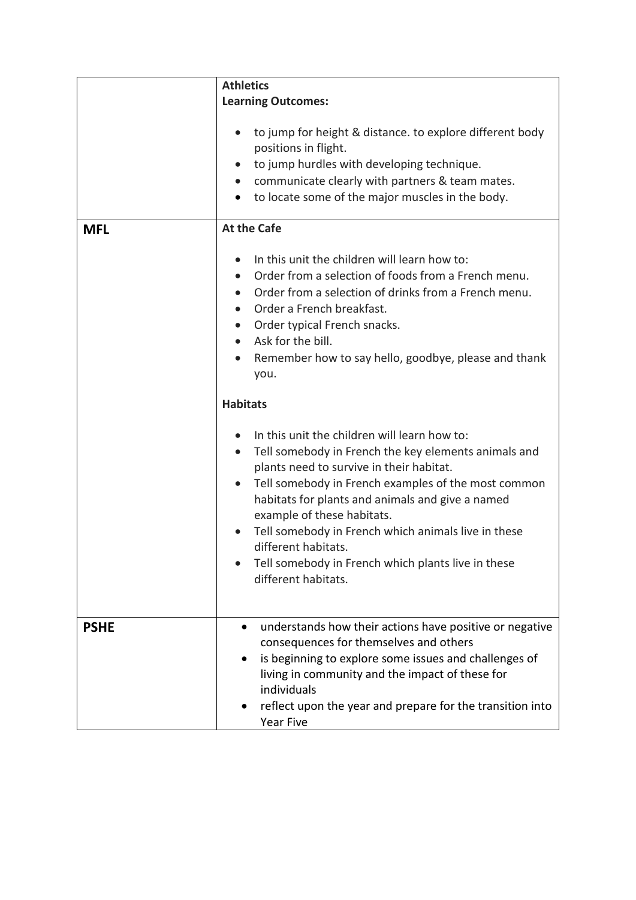| | |
|---|---|
| | **Athletics**<br>**Learning Outcomes:**<br><br>• to jump for height & distance. to explore different body positions in flight.<br>• to jump hurdles with developing technique.<br>• communicate clearly with partners & team mates.<br>• to locate some of the major muscles in the body. |
| **MFL** | **At the Cafe**<br><br>• In this unit the children will learn how to:<br>• Order from a selection of foods from a French menu.<br>• Order from a selection of drinks from a French menu.<br>• Order a French breakfast.<br>• Order typical French snacks.<br>• Ask for the bill.<br>• Remember how to say hello, goodbye, please and thank you.<br><br>**Habitats**<br><br>• In this unit the children will learn how to:<br>• Tell somebody in French the key elements animals and plants need to survive in their habitat.<br>• Tell somebody in French examples of the most common habitats for plants and animals and give a named example of these habitats.<br>• Tell somebody in French which animals live in these different habitats.<br>• Tell somebody in French which plants live in these different habitats. |
| **PSHE** | • understands how their actions have positive or negative consequences for themselves and others<br>• is beginning to explore some issues and challenges of living in community and the impact of these for individuals<br>• reflect upon the year and prepare for the transition into Year Five |